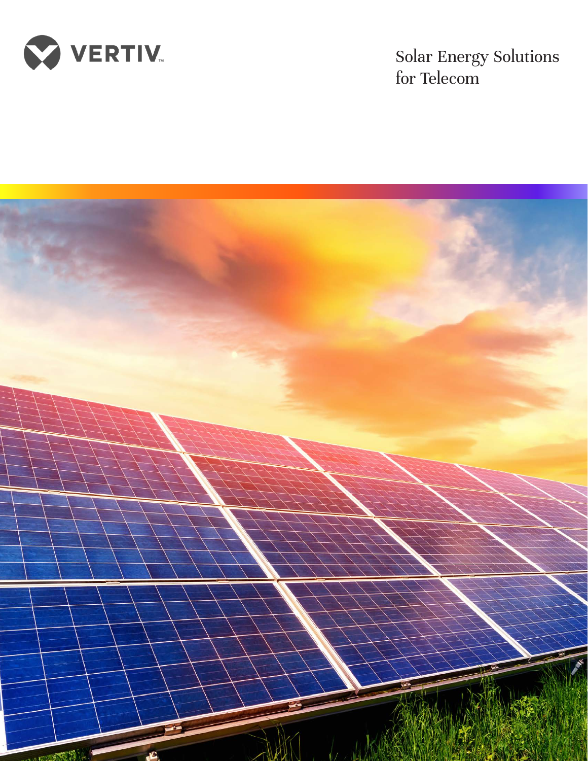VERTIV

# Solar Energy Solutions for Telecom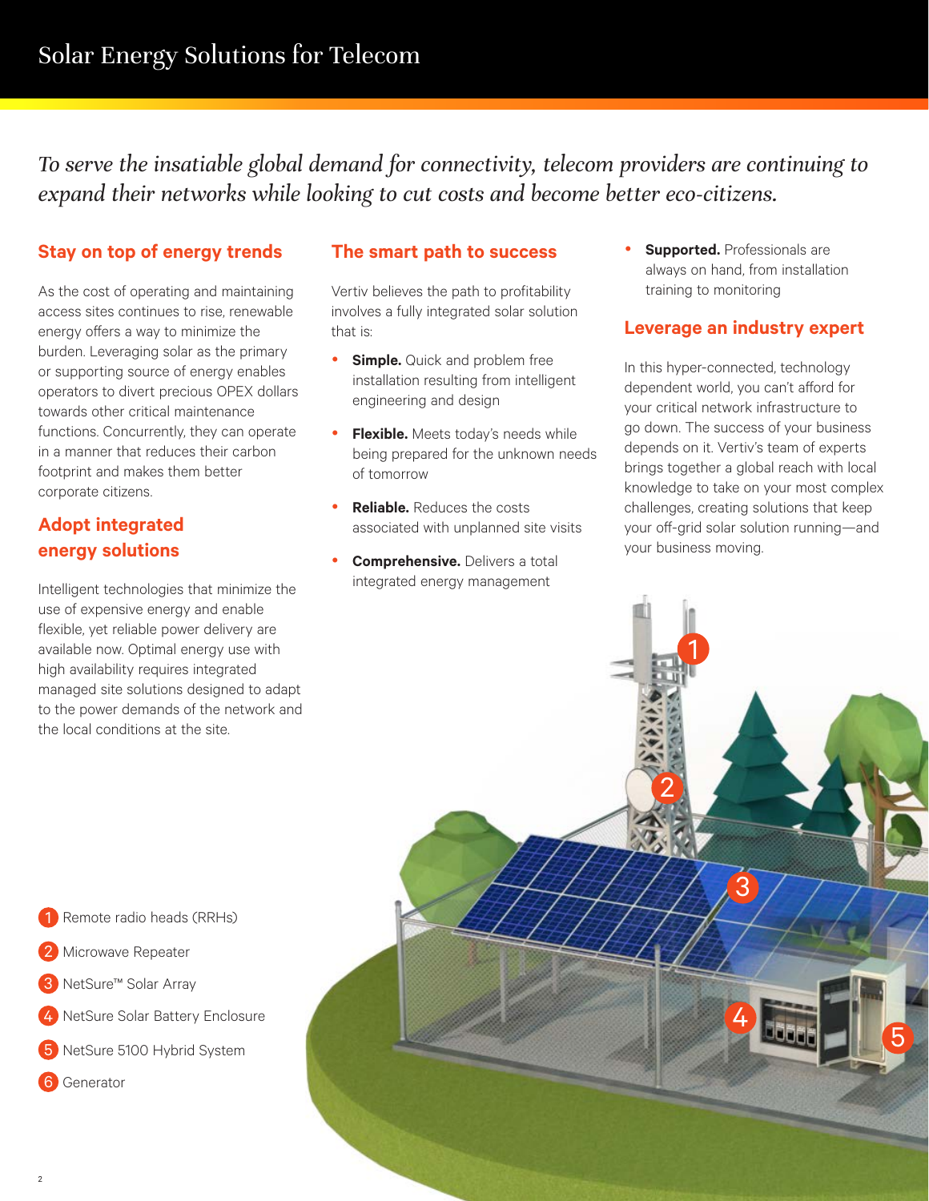# Solar Energy Solutions for Telecom

*To serve the insatiable global demand for connectivity, telecom providers are continuing to expand their networks while looking to cut costs and become better eco-citizens.*

## Stay on top of energy trends

As the cost of operating and maintaining access sites continues to rise, renewable energy offers a way to minimize the burden. Leveraging solar as the primary or supporting source of energy enables operators to divert precious OPEX dollars towards other critical maintenance functions. Concurrently, they can operate in a manner that reduces their carbon footprint and makes them better corporate citizens.

## Adopt integrated energy solutions

Intelligent technologies that minimize the use of expensive energy and enable flexible, yet reliable power delivery are available now. Optimal energy use with high availability requires integrated managed site solutions designed to adapt to the power demands of the network and the local conditions at the site.

## The smart path to success

Vertiv believes the path to profitability involves a fully integrated solar solution that is:

- **Simple.** Quick and problem free installation resulting from intelligent engineering and design
- **Flexible.** Meets today's needs while being prepared for the unknown needs of tomorrow
- **Reliable.** Reduces the costs associated with unplanned site visits
- **Comprehensive.** Delivers a total integrated energy management
- **Supported.** Professionals are always on hand, from installation training to monitoring

## Leverage an industry expert

In this hyper-connected, technology dependent world, you can't afford for your critical network infrastructure to go down. The success of your business depends on it. Vertiv's team of experts brings together a global reach with local knowledge to take on your most complex challenges, creating solutions that keep your off-grid solar solution running—and your business moving.

1. Remote radio heads (RRHs)
2. Microwave Repeater
3. NetSure™ Solar Array
4. NetSure Solar Battery Enclosure
5. NetSure 5100 Hybrid System
6. Generator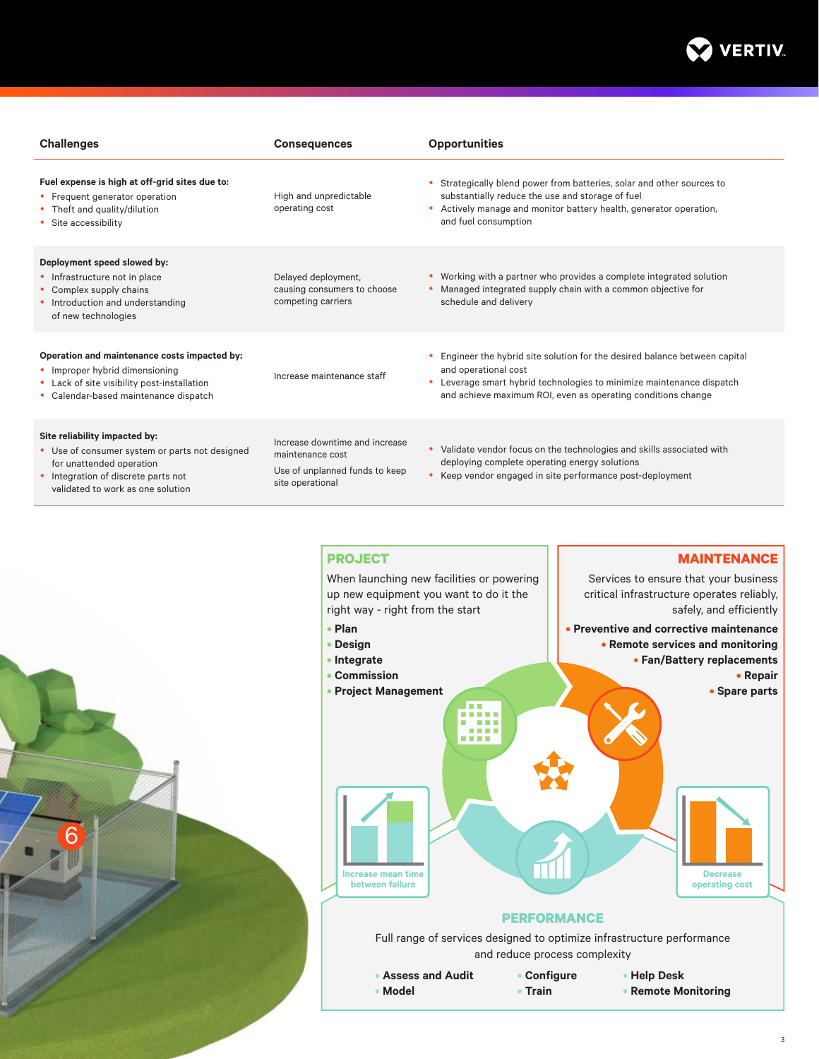| Challenges | Consequences | Opportunities |
|---|---|---|
| **Fuel expense is high at off-grid sites due to:**<br>• Frequent generator operation<br>• Theft and quality/dilution<br>• Site accessibility | High and unpredictable operating cost | • Strategically blend power from batteries, solar and other sources to substantially reduce the use and storage of fuel<br>• Actively manage and monitor battery health, generator operation, and fuel consumption |
| **Deployment speed slowed by:**<br>• Infrastructure not in place<br>• Complex supply chains<br>• Introduction and understanding of new technologies | Delayed deployment, causing consumers to choose competing carriers | • Working with a partner who provides a complete integrated solution<br>• Managed integrated supply chain with a common objective for schedule and delivery |
| **Operation and maintenance costs impacted by:**<br>• Improper hybrid dimensioning<br>• Lack of site visibility post-installation<br>• Calendar-based maintenance dispatch | Increase maintenance staff | • Engineer the hybrid site solution for the desired balance between capital and operational cost<br>• Leverage smart hybrid technologies to minimize maintenance dispatch and achieve maximum ROI, even as operating conditions change |
| **Site reliability impacted by:**<br>• Use of consumer system or parts not designed for unattended operation<br>• Integration of discrete parts not validated to work as one solution | Increase downtime and increase maintenance cost<br><br>Use of unplanned funds to keep site operational | • Validate vendor focus on the technologies and skills associated with deploying complete operating energy solutions<br>• Keep vendor engaged in site performance post-deployment |

## PROJECT

When launching new facilities or powering up new equipment you want to do it the right way - right from the start

- **Plan**
- **Design**
- **Integrate**
- **Commission**
- **Project Management**

## MAINTENANCE

Services to ensure that your business critical infrastructure operates reliably, safely, and efficiently

- **Preventive and corrective maintenance**
- **Remote services and monitoring**
- **Fan/Battery replacements**
- **Repair**
- **Spare parts**

Increase mean time between failure

Decrease operating cost

## PERFORMANCE

Full range of services designed to optimize infrastructure performance and reduce process complexity

- **Assess and Audit**
- **Model**
- **Configure**
- **Train**
- **Help Desk**
- **Remote Monitoring**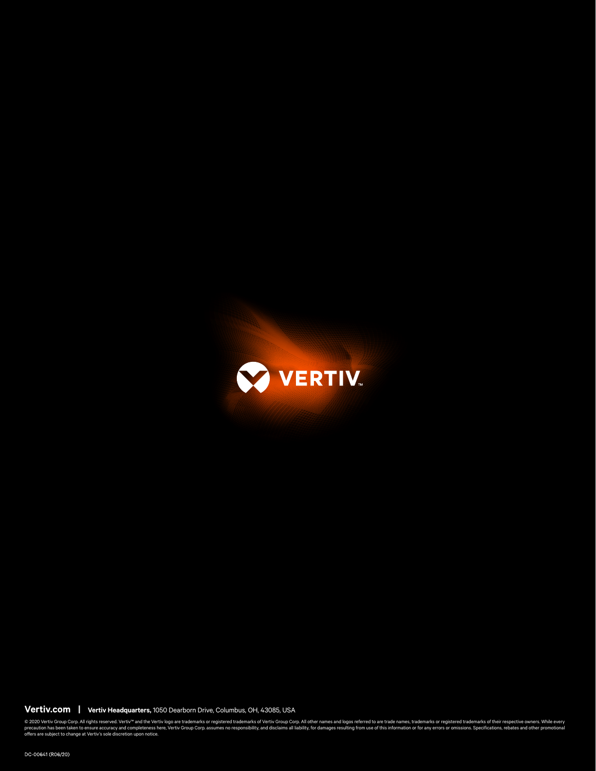VERTIV™

**Vertiv.com** | **Vertiv Headquarters,** 1050 Dearborn Drive, Columbus, OH, 43085, USA

© 2020 Vertiv Group Corp. All rights reserved. Vertiv™ and the Vertiv logo are trademarks or registered trademarks of Vertiv Group Corp. All other names and logos referred to are trade names, trademarks or registered trademarks of their respective owners. While every precaution has been taken to ensure accuracy and completeness here, Vertiv Group Corp. assumes no responsibility, and disclaims all liability, for damages resulting from use of this information or for any errors or omissions. Specifications, rebates and other promotional offers are subject to change at Vertiv's sole discretion upon notice.

DC-00641 (R06/20)